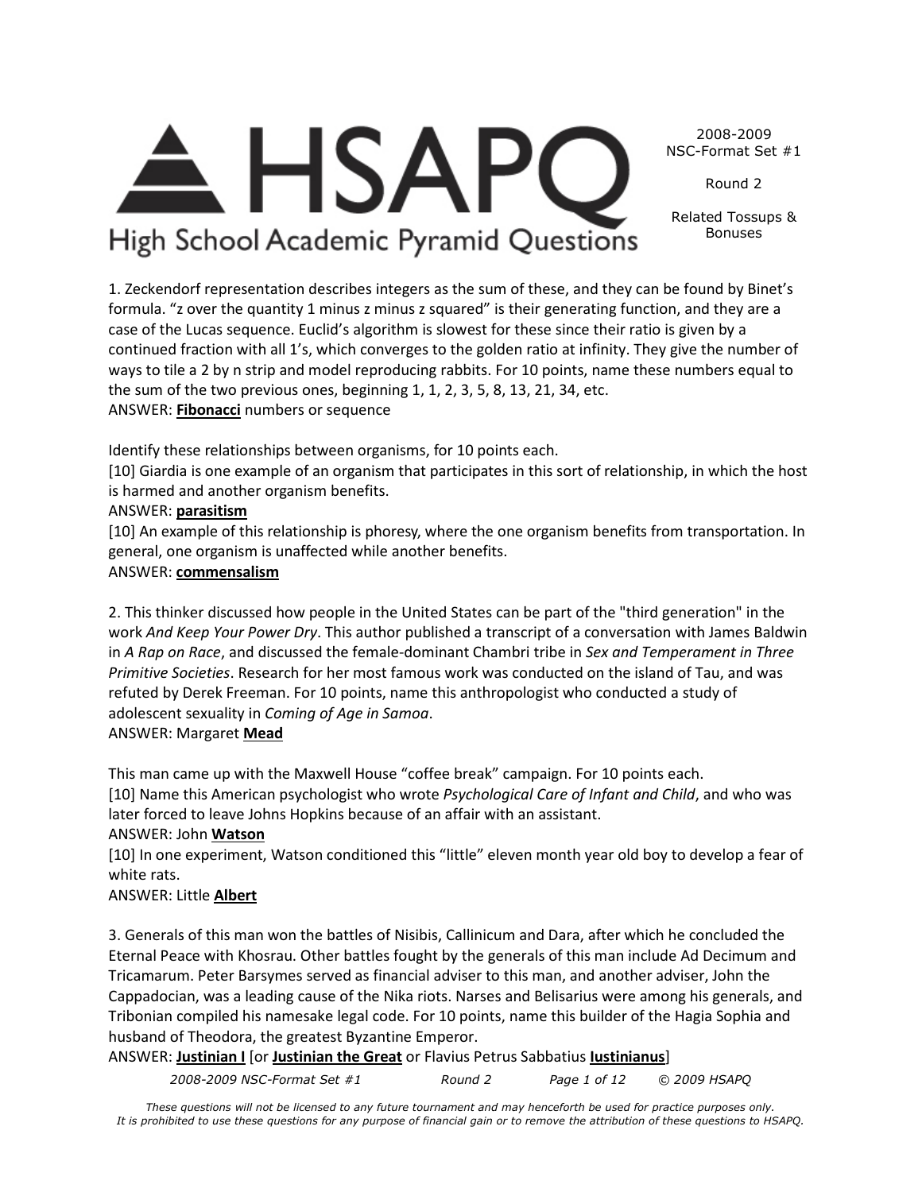# HSAPQ

High School Academic Pyramid Questions

2008-2009
NSC-Format Set #1

Round 2

Related Tossups & Bonuses

1. Zeckendorf representation describes integers as the sum of these, and they can be found by Binet's formula. "z over the quantity 1 minus z minus z squared" is their generating function, and they are a case of the Lucas sequence. Euclid's algorithm is slowest for these since their ratio is given by a continued fraction with all 1's, which converges to the golden ratio at infinity. They give the number of ways to tile a 2 by n strip and model reproducing rabbits. For 10 points, name these numbers equal to the sum of the two previous ones, beginning 1, 1, 2, 3, 5, 8, 13, 21, 34, etc.
ANSWER: **Fibonacci** numbers or sequence

Identify these relationships between organisms, for 10 points each.
[10] Giardia is one example of an organism that participates in this sort of relationship, in which the host is harmed and another organism benefits.
ANSWER: **parasitism**
[10] An example of this relationship is phoresy, where the one organism benefits from transportation. In general, one organism is unaffected while another benefits.
ANSWER: **commensalism**

2. This thinker discussed how people in the United States can be part of the "third generation" in the work *And Keep Your Power Dry*. This author published a transcript of a conversation with James Baldwin in *A Rap on Race*, and discussed the female-dominant Chambri tribe in *Sex and Temperament in Three Primitive Societies*. Research for her most famous work was conducted on the island of Tau, and was refuted by Derek Freeman. For 10 points, name this anthropologist who conducted a study of adolescent sexuality in *Coming of Age in Samoa*.
ANSWER: Margaret **Mead**

This man came up with the Maxwell House "coffee break" campaign. For 10 points each.
[10] Name this American psychologist who wrote *Psychological Care of Infant and Child*, and who was later forced to leave Johns Hopkins because of an affair with an assistant.
ANSWER: John **Watson**
[10] In one experiment, Watson conditioned this "little" eleven month year old boy to develop a fear of white rats.
ANSWER: Little **Albert**

3. Generals of this man won the battles of Nisibis, Callinicum and Dara, after which he concluded the Eternal Peace with Khosrau. Other battles fought by the generals of this man include Ad Decimum and Tricamarum. Peter Barsymes served as financial adviser to this man, and another adviser, John the Cappadocian, was a leading cause of the Nika riots. Narses and Belisarius were among his generals, and Tribonian compiled his namesake legal code. For 10 points, name this builder of the Hagia Sophia and husband of Theodora, the greatest Byzantine Emperor.
ANSWER: **Justinian I** [or **Justinian the Great** or Flavius Petrus Sabbatius **Iustinianus**]

*These questions will not be licensed to any future tournament and may henceforth be used for practice purposes only. It is prohibited to use these questions for any purpose of financial gain or to remove the attribution of these questions to HSAPQ.*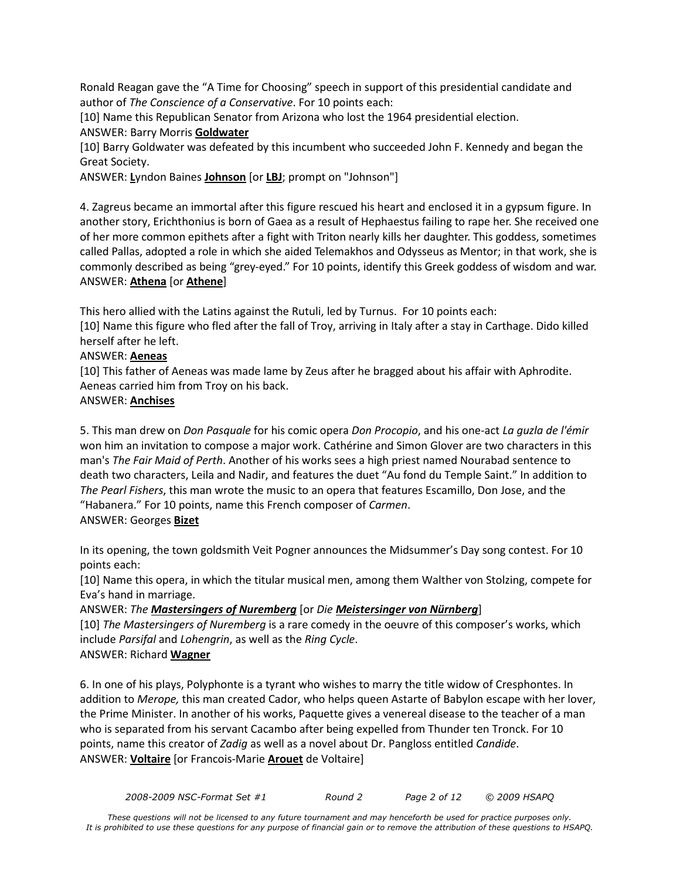Ronald Reagan gave the "A Time for Choosing" speech in support of this presidential candidate and author of *The Conscience of a Conservative*. For 10 points each:

[10] Name this Republican Senator from Arizona who lost the 1964 presidential election.

ANSWER: Barry Morris **Goldwater**

[10] Barry Goldwater was defeated by this incumbent who succeeded John F. Kennedy and began the Great Society.

ANSWER: **L**yndon Baines **Johnson** [or **LBJ**; prompt on "Johnson"]

4. Zagreus became an immortal after this figure rescued his heart and enclosed it in a gypsum figure. In another story, Erichthonius is born of Gaea as a result of Hephaestus failing to rape her. She received one of her more common epithets after a fight with Triton nearly kills her daughter. This goddess, sometimes called Pallas, adopted a role in which she aided Telemakhos and Odysseus as Mentor; in that work, she is commonly described as being "grey-eyed." For 10 points, identify this Greek goddess of wisdom and war.

ANSWER: **Athena** [or **Athene**]

This hero allied with the Latins against the Rutuli, led by Turnus. For 10 points each:

[10] Name this figure who fled after the fall of Troy, arriving in Italy after a stay in Carthage. Dido killed herself after he left.

ANSWER: **Aeneas**

[10] This father of Aeneas was made lame by Zeus after he bragged about his affair with Aphrodite. Aeneas carried him from Troy on his back.

ANSWER: **Anchises**

5. This man drew on *Don Pasquale* for his comic opera *Don Procopio*, and his one-act *La guzla de l'émir* won him an invitation to compose a major work. Cathérine and Simon Glover are two characters in this man's *The Fair Maid of Perth*. Another of his works sees a high priest named Nourabad sentence to death two characters, Leila and Nadir, and features the duet "Au fond du Temple Saint." In addition to *The Pearl Fishers*, this man wrote the music to an opera that features Escamillo, Don Jose, and the "Habanera." For 10 points, name this French composer of *Carmen*.

ANSWER: Georges **Bizet**

In its opening, the town goldsmith Veit Pogner announces the Midsummer's Day song contest. For 10 points each:

[10] Name this opera, in which the titular musical men, among them Walther von Stolzing, compete for Eva's hand in marriage.

ANSWER: *The **Mastersingers of Nuremberg*** [or *Die **Meistersinger von Nürnberg***]

[10] *The Mastersingers of Nuremberg* is a rare comedy in the oeuvre of this composer's works, which include *Parsifal* and *Lohengrin*, as well as the *Ring Cycle*.

ANSWER: Richard **Wagner**

6. In one of his plays, Polyphonte is a tyrant who wishes to marry the title widow of Cresphontes. In addition to *Merope,* this man created Cador, who helps queen Astarte of Babylon escape with her lover, the Prime Minister. In another of his works, Paquette gives a venereal disease to the teacher of a man who is separated from his servant Cacambo after being expelled from Thunder ten Tronck. For 10 points, name this creator of *Zadig* as well as a novel about Dr. Pangloss entitled *Candide*.

ANSWER: **Voltaire** [or Francois-Marie **Arouet** de Voltaire]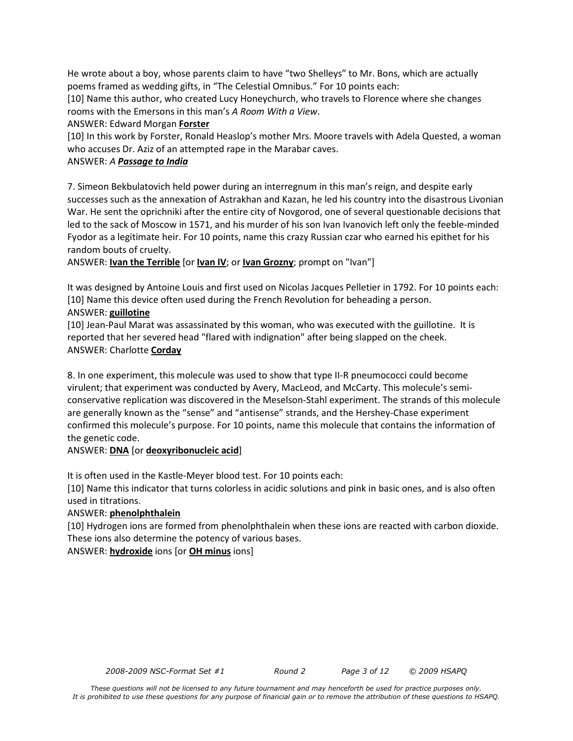He wrote about a boy, whose parents claim to have "two Shelleys" to Mr. Bons, which are actually poems framed as wedding gifts, in "The Celestial Omnibus." For 10 points each:

[10] Name this author, who created Lucy Honeychurch, who travels to Florence where she changes rooms with the Emersons in this man's *A Room With a View*.

ANSWER: Edward Morgan **Forster**

[10] In this work by Forster, Ronald Heaslop's mother Mrs. Moore travels with Adela Quested, a woman who accuses Dr. Aziz of an attempted rape in the Marabar caves.

ANSWER: *A* ***Passage to India***

7. Simeon Bekbulatovich held power during an interregnum in this man's reign, and despite early successes such as the annexation of Astrakhan and Kazan, he led his country into the disastrous Livonian War. He sent the oprichniki after the entire city of Novgorod, one of several questionable decisions that led to the sack of Moscow in 1571, and his murder of his son Ivan Ivanovich left only the feeble-minded Fyodor as a legitimate heir. For 10 points, name this crazy Russian czar who earned his epithet for his random bouts of cruelty.

ANSWER: **Ivan the Terrible** [or **Ivan IV**; or **Ivan Grozny**; prompt on "Ivan"]

It was designed by Antoine Louis and first used on Nicolas Jacques Pelletier in 1792. For 10 points each:

[10] Name this device often used during the French Revolution for beheading a person.

ANSWER: **guillotine**

[10] Jean-Paul Marat was assassinated by this woman, who was executed with the guillotine. It is reported that her severed head "flared with indignation" after being slapped on the cheek.

ANSWER: Charlotte **Corday**

8. In one experiment, this molecule was used to show that type II-R pneumococci could become virulent; that experiment was conducted by Avery, MacLeod, and McCarty. This molecule's semi-conservative replication was discovered in the Meselson-Stahl experiment. The strands of this molecule are generally known as the "sense" and "antisense" strands, and the Hershey-Chase experiment confirmed this molecule's purpose. For 10 points, name this molecule that contains the information of the genetic code.

ANSWER: **DNA** [or **deoxyribonucleic acid**]

It is often used in the Kastle-Meyer blood test. For 10 points each:

[10] Name this indicator that turns colorless in acidic solutions and pink in basic ones, and is also often used in titrations.

ANSWER: **phenolphthalein**

[10] Hydrogen ions are formed from phenolphthalein when these ions are reacted with carbon dioxide. These ions also determine the potency of various bases.

ANSWER: **hydroxide** ions [or **OH minus** ions]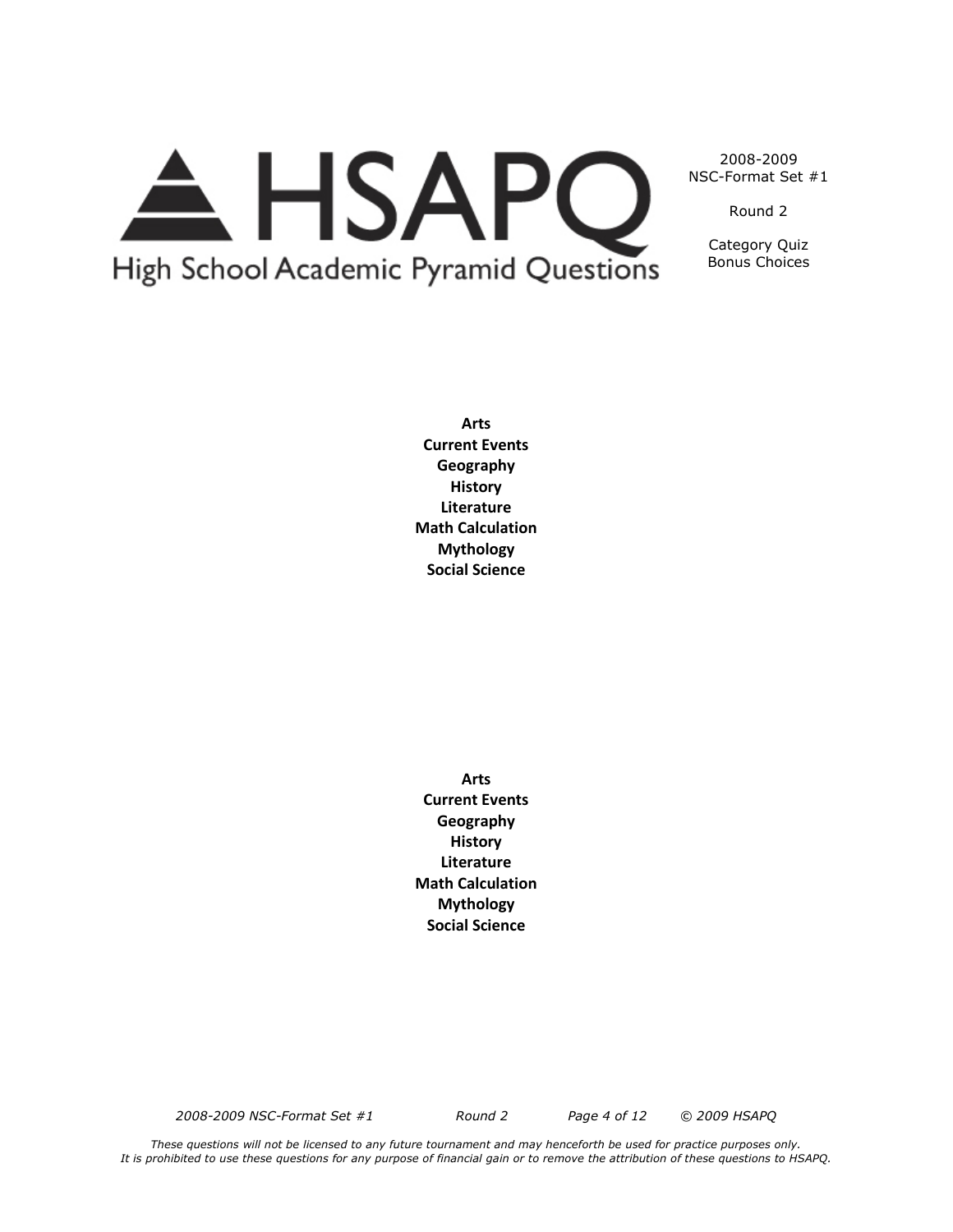2008-2009
NSC-Format Set #1

Round 2

Category Quiz
Bonus Choices

**Arts**
**Current Events**
**Geography**
**History**
**Literature**
**Math Calculation**
**Mythology**
**Social Science**

**Arts**
**Current Events**
**Geography**
**History**
**Literature**
**Math Calculation**
**Mythology**
**Social Science**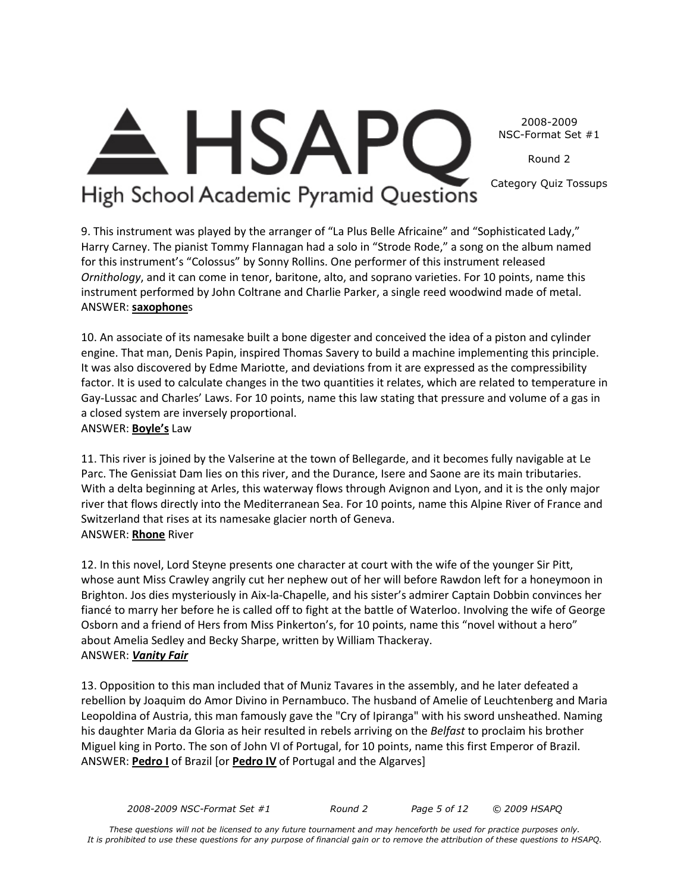9. This instrument was played by the arranger of "La Plus Belle Africaine" and "Sophisticated Lady," Harry Carney. The pianist Tommy Flannagan had a solo in "Strode Rode," a song on the album named for this instrument's "Colossus" by Sonny Rollins. One performer of this instrument released *Ornithology*, and it can come in tenor, baritone, alto, and soprano varieties. For 10 points, name this instrument performed by John Coltrane and Charlie Parker, a single reed woodwind made of metal.
ANSWER: **saxophone**s

10. An associate of its namesake built a bone digester and conceived the idea of a piston and cylinder engine. That man, Denis Papin, inspired Thomas Savery to build a machine implementing this principle. It was also discovered by Edme Mariotte, and deviations from it are expressed as the compressibility factor. It is used to calculate changes in the two quantities it relates, which are related to temperature in Gay-Lussac and Charles' Laws. For 10 points, name this law stating that pressure and volume of a gas in a closed system are inversely proportional.
ANSWER: **Boyle's** Law

11. This river is joined by the Valserine at the town of Bellegarde, and it becomes fully navigable at Le Parc. The Genissiat Dam lies on this river, and the Durance, Isere and Saone are its main tributaries. With a delta beginning at Arles, this waterway flows through Avignon and Lyon, and it is the only major river that flows directly into the Mediterranean Sea. For 10 points, name this Alpine River of France and Switzerland that rises at its namesake glacier north of Geneva.
ANSWER: **Rhone** River

12. In this novel, Lord Steyne presents one character at court with the wife of the younger Sir Pitt, whose aunt Miss Crawley angrily cut her nephew out of her will before Rawdon left for a honeymoon in Brighton. Jos dies mysteriously in Aix-la-Chapelle, and his sister's admirer Captain Dobbin convinces her fiancé to marry her before he is called off to fight at the battle of Waterloo. Involving the wife of George Osborn and a friend of Hers from Miss Pinkerton's, for 10 points, name this "novel without a hero" about Amelia Sedley and Becky Sharpe, written by William Thackeray.
ANSWER: ***Vanity Fair***

13. Opposition to this man included that of Muniz Tavares in the assembly, and he later defeated a rebellion by Joaquim do Amor Divino in Pernambuco. The husband of Amelie of Leuchtenberg and Maria Leopoldina of Austria, this man famously gave the "Cry of Ipiranga" with his sword unsheathed. Naming his daughter Maria da Gloria as heir resulted in rebels arriving on the *Belfast* to proclaim his brother Miguel king in Porto. The son of John VI of Portugal, for 10 points, name this first Emperor of Brazil.
ANSWER: **Pedro I** of Brazil [or **Pedro IV** of Portugal and the Algarves]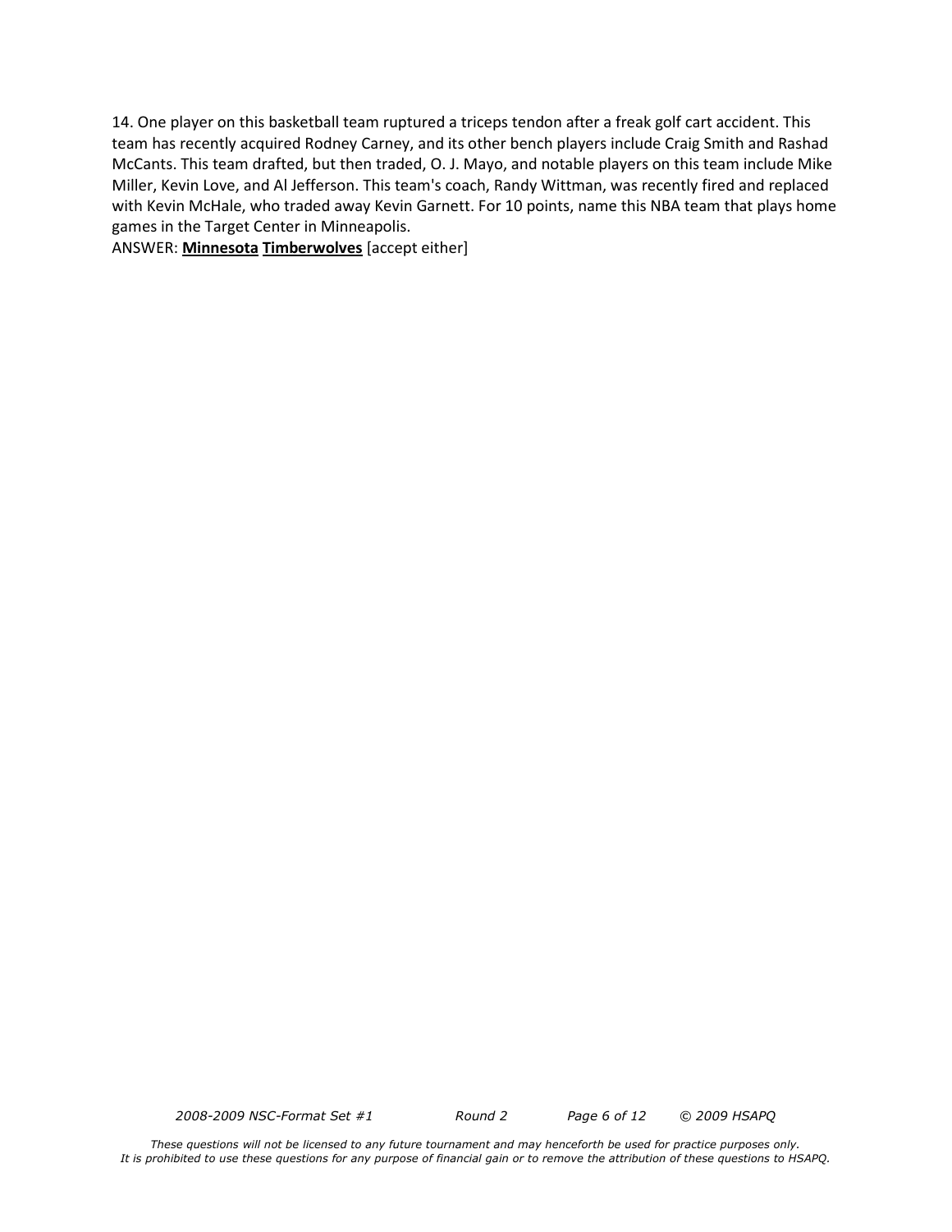14. One player on this basketball team ruptured a triceps tendon after a freak golf cart accident. This team has recently acquired Rodney Carney, and its other bench players include Craig Smith and Rashad McCants. This team drafted, but then traded, O. J. Mayo, and notable players on this team include Mike Miller, Kevin Love, and Al Jefferson. This team's coach, Randy Wittman, was recently fired and replaced with Kevin McHale, who traded away Kevin Garnett. For 10 points, name this NBA team that plays home games in the Target Center in Minneapolis.

ANSWER: **Minnesota** **Timberwolves** [accept either]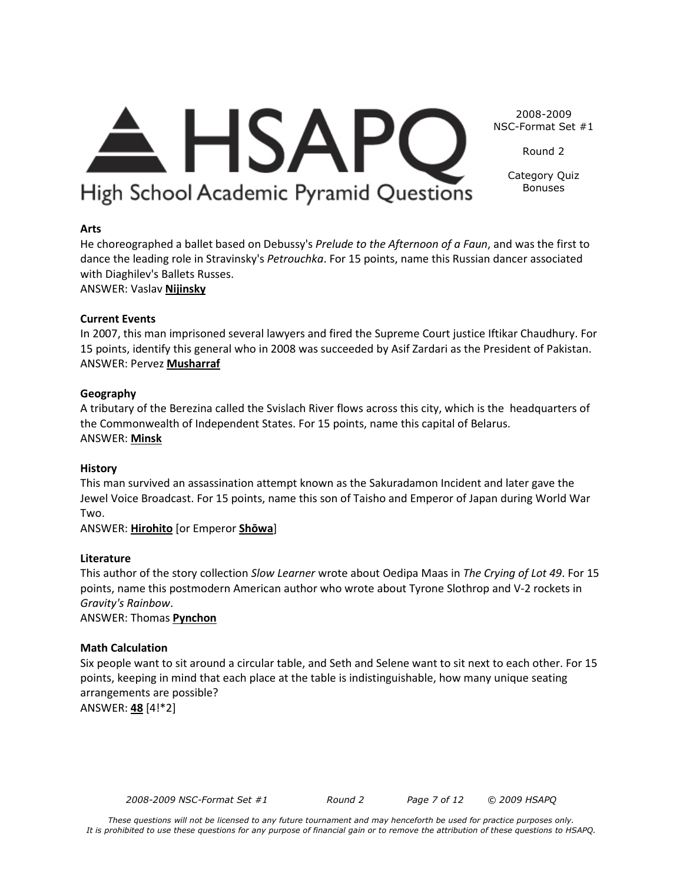2008-2009 NSC-Format Set #1

Round 2

Category Quiz Bonuses

**Arts**

He choreographed a ballet based on Debussy's *Prelude to the Afternoon of a Faun*, and was the first to dance the leading role in Stravinsky's *Petrouchka*. For 15 points, name this Russian dancer associated with Diaghilev's Ballets Russes.

ANSWER: Vaslav **Nijinsky**

**Current Events**

In 2007, this man imprisoned several lawyers and fired the Supreme Court justice Iftikar Chaudhury. For 15 points, identify this general who in 2008 was succeeded by Asif Zardari as the President of Pakistan.

ANSWER: Pervez **Musharraf**

**Geography**

A tributary of the Berezina called the Svislach River flows across this city, which is the headquarters of the Commonwealth of Independent States. For 15 points, name this capital of Belarus.

ANSWER: **Minsk**

**History**

This man survived an assassination attempt known as the Sakuradamon Incident and later gave the Jewel Voice Broadcast. For 15 points, name this son of Taisho and Emperor of Japan during World War Two.

ANSWER: **Hirohito** [or Emperor **Shōwa**]

**Literature**

This author of the story collection *Slow Learner* wrote about Oedipa Maas in *The Crying of Lot 49*. For 15 points, name this postmodern American author who wrote about Tyrone Slothrop and V-2 rockets in *Gravity's Rainbow*.

ANSWER: Thomas **Pynchon**

**Math Calculation**

Six people want to sit around a circular table, and Seth and Selene want to sit next to each other. For 15 points, keeping in mind that each place at the table is indistinguishable, how many unique seating arrangements are possible?

ANSWER: **48** [4!*2]

*These questions will not be licensed to any future tournament and may henceforth be used for practice purposes only. It is prohibited to use these questions for any purpose of financial gain or to remove the attribution of these questions to HSAPQ.*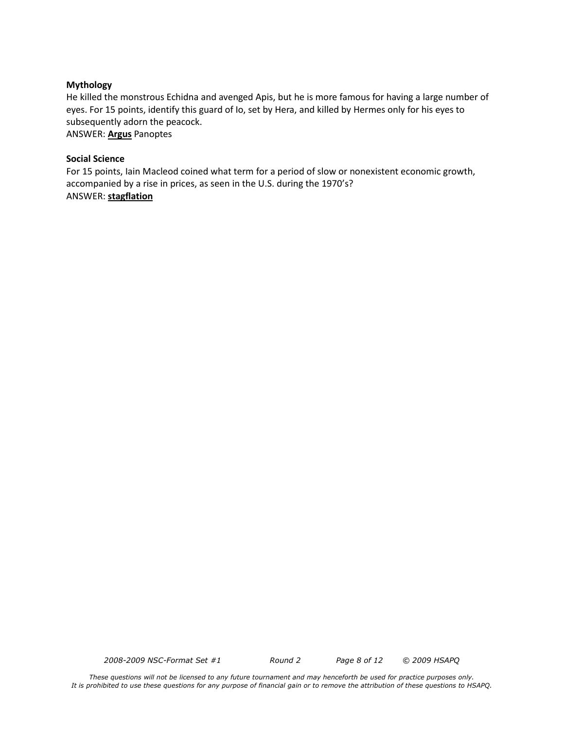**Mythology**

He killed the monstrous Echidna and avenged Apis, but he is more famous for having a large number of eyes. For 15 points, identify this guard of Io, set by Hera, and killed by Hermes only for his eyes to subsequently adorn the peacock.

ANSWER: **<u>Argus</u>** Panoptes

**Social Science**

For 15 points, Iain Macleod coined what term for a period of slow or nonexistent economic growth, accompanied by a rise in prices, as seen in the U.S. during the 1970's?

ANSWER: **<u>stagflation</u>**

*These questions will not be licensed to any future tournament and may henceforth be used for practice purposes only. It is prohibited to use these questions for any purpose of financial gain or to remove the attribution of these questions to HSAPQ.*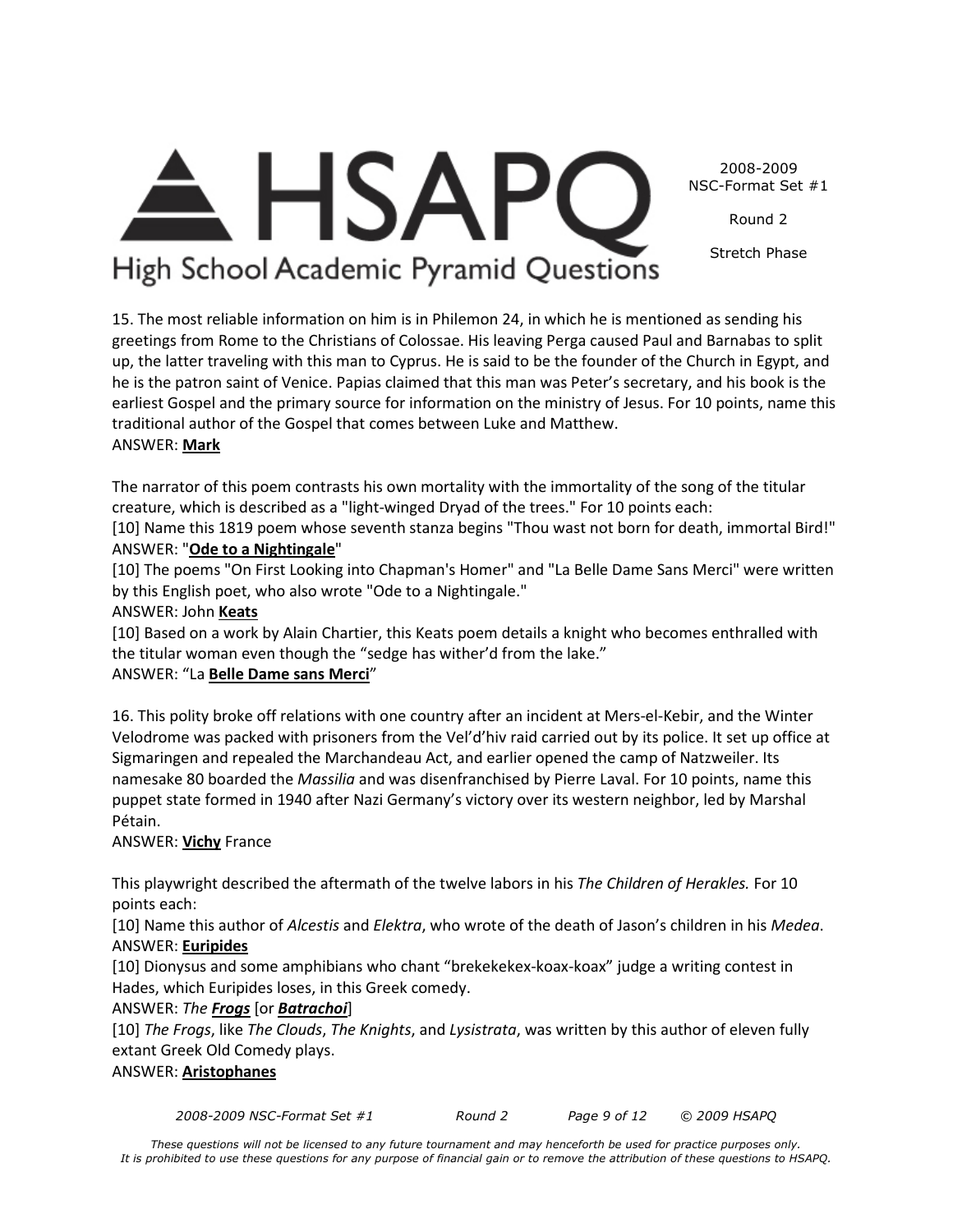15. The most reliable information on him is in Philemon 24, in which he is mentioned as sending his greetings from Rome to the Christians of Colossae. His leaving Perga caused Paul and Barnabas to split up, the latter traveling with this man to Cyprus. He is said to be the founder of the Church in Egypt, and he is the patron saint of Venice. Papias claimed that this man was Peter's secretary, and his book is the earliest Gospel and the primary source for information on the ministry of Jesus. For 10 points, name this traditional author of the Gospel that comes between Luke and Matthew.
ANSWER: **Mark**

The narrator of this poem contrasts his own mortality with the immortality of the song of the titular creature, which is described as a "light-winged Dryad of the trees." For 10 points each:
[10] Name this 1819 poem whose seventh stanza begins "Thou wast not born for death, immortal Bird!"
ANSWER: "**Ode to a Nightingale**"
[10] The poems "On First Looking into Chapman's Homer" and "La Belle Dame Sans Merci" were written by this English poet, who also wrote "Ode to a Nightingale."
ANSWER: John **Keats**
[10] Based on a work by Alain Chartier, this Keats poem details a knight who becomes enthralled with the titular woman even though the "sedge has wither'd from the lake."
ANSWER: "La **Belle Dame sans Merci**"

16. This polity broke off relations with one country after an incident at Mers-el-Kebir, and the Winter Velodrome was packed with prisoners from the Vel'd'hiv raid carried out by its police. It set up office at Sigmaringen and repealed the Marchandeau Act, and earlier opened the camp of Natzweiler. Its namesake 80 boarded the *Massilia* and was disenfranchised by Pierre Laval. For 10 points, name this puppet state formed in 1940 after Nazi Germany's victory over its western neighbor, led by Marshal Pétain.
ANSWER: **Vichy** France

This playwright described the aftermath of the twelve labors in his *The Children of Herakles.* For 10 points each:
[10] Name this author of *Alcestis* and *Elektra*, who wrote of the death of Jason's children in his *Medea*.
ANSWER: **Euripides**
[10] Dionysus and some amphibians who chant "brekekekex-koax-koax" judge a writing contest in Hades, which Euripides loses, in this Greek comedy.
ANSWER: *The* ***Frogs*** [or ***Batrachoi***]
[10] *The Frogs*, like *The Clouds*, *The Knights*, and *Lysistrata*, was written by this author of eleven fully extant Greek Old Comedy plays.
ANSWER: **Aristophanes**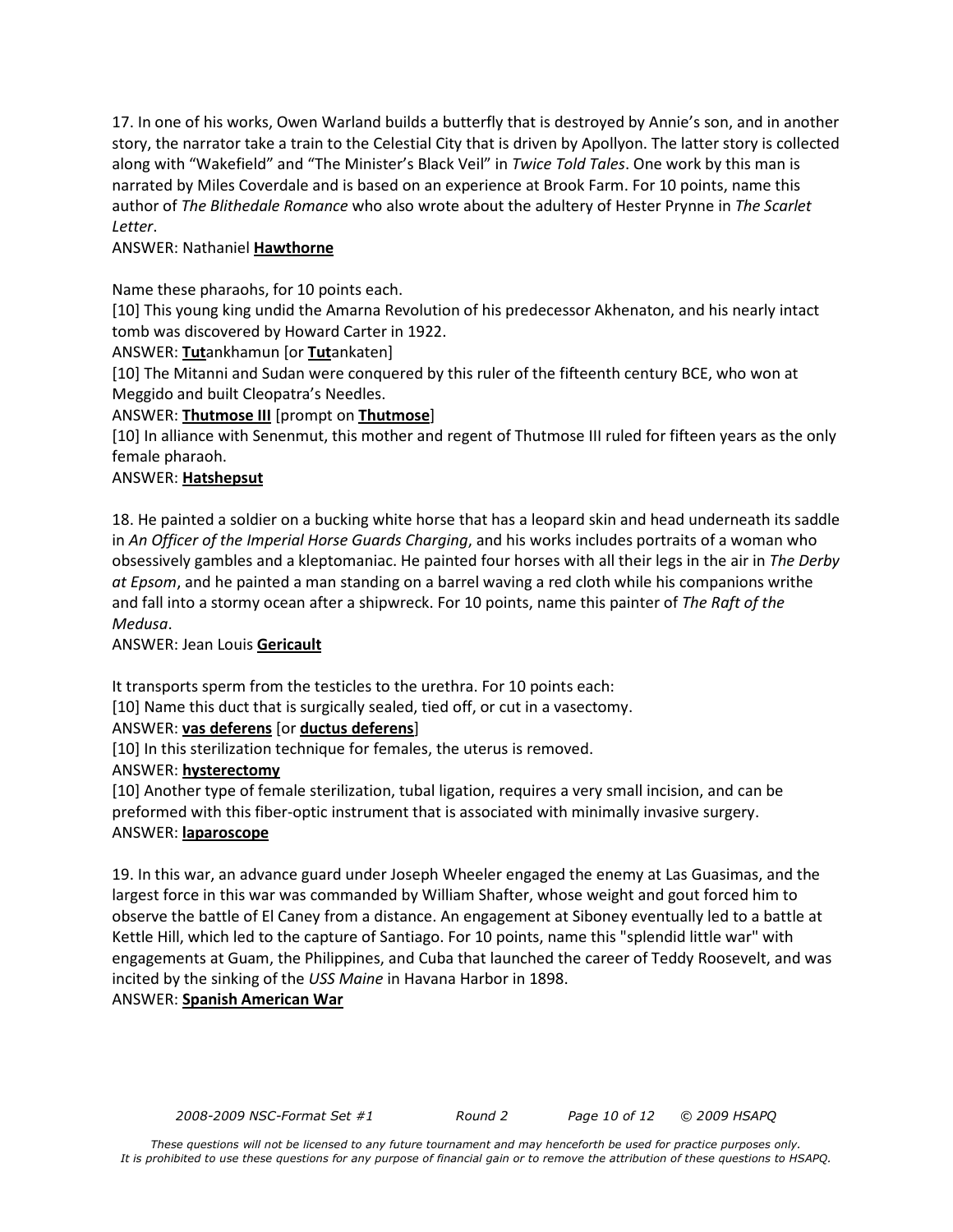17. In one of his works, Owen Warland builds a butterfly that is destroyed by Annie's son, and in another story, the narrator take a train to the Celestial City that is driven by Apollyon. The latter story is collected along with "Wakefield" and "The Minister's Black Veil" in *Twice Told Tales*. One work by this man is narrated by Miles Coverdale and is based on an experience at Brook Farm. For 10 points, name this author of *The Blithedale Romance* who also wrote about the adultery of Hester Prynne in *The Scarlet Letter*.

ANSWER: Nathaniel **<u>Hawthorne</u>**

Name these pharaohs, for 10 points each.

[10] This young king undid the Amarna Revolution of his predecessor Akhenaton, and his nearly intact tomb was discovered by Howard Carter in 1922.

ANSWER: **<u>Tut</u>**ankhamun [or **<u>Tut</u>**ankaten]

[10] The Mitanni and Sudan were conquered by this ruler of the fifteenth century BCE, who won at Meggido and built Cleopatra's Needles.

ANSWER: **<u>Thutmose III</u>** [prompt on **<u>Thutmose</u>**]

[10] In alliance with Senenmut, this mother and regent of Thutmose III ruled for fifteen years as the only female pharaoh.

ANSWER: **<u>Hatshepsut</u>**

18. He painted a soldier on a bucking white horse that has a leopard skin and head underneath its saddle in *An Officer of the Imperial Horse Guards Charging*, and his works includes portraits of a woman who obsessively gambles and a kleptomaniac. He painted four horses with all their legs in the air in *The Derby at Epsom*, and he painted a man standing on a barrel waving a red cloth while his companions writhe and fall into a stormy ocean after a shipwreck. For 10 points, name this painter of *The Raft of the Medusa*.

ANSWER: Jean Louis **<u>Gericault</u>**

It transports sperm from the testicles to the urethra. For 10 points each:

[10] Name this duct that is surgically sealed, tied off, or cut in a vasectomy.

ANSWER: **<u>vas deferens</u>** [or **<u>ductus deferens</u>**]

[10] In this sterilization technique for females, the uterus is removed.

ANSWER: **<u>hysterectomy</u>**

[10] Another type of female sterilization, tubal ligation, requires a very small incision, and can be preformed with this fiber-optic instrument that is associated with minimally invasive surgery.

ANSWER: **<u>laparoscope</u>**

19. In this war, an advance guard under Joseph Wheeler engaged the enemy at Las Guasimas, and the largest force in this war was commanded by William Shafter, whose weight and gout forced him to observe the battle of El Caney from a distance. An engagement at Siboney eventually led to a battle at Kettle Hill, which led to the capture of Santiago. For 10 points, name this "splendid little war" with engagements at Guam, the Philippines, and Cuba that launched the career of Teddy Roosevelt, and was incited by the sinking of the *USS Maine* in Havana Harbor in 1898.

ANSWER: **<u>Spanish American War</u>**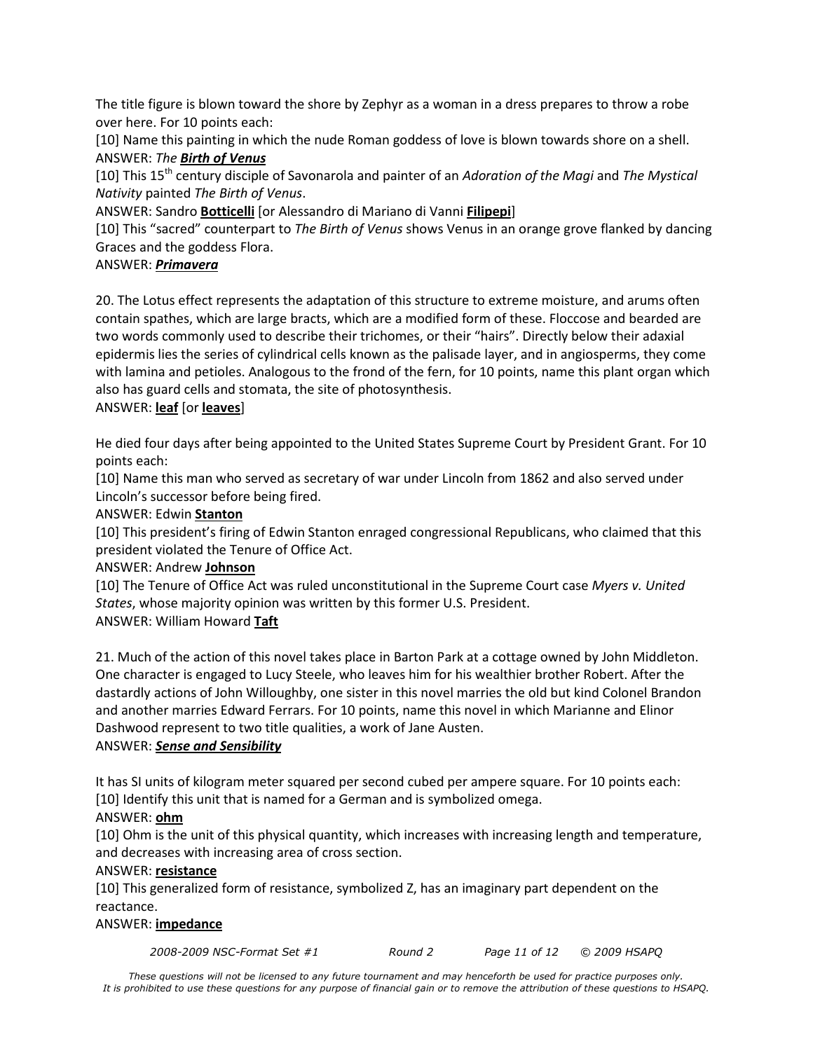The title figure is blown toward the shore by Zephyr as a woman in a dress prepares to throw a robe over here. For 10 points each:

[10] Name this painting in which the nude Roman goddess of love is blown towards shore on a shell.

ANSWER: *The **Birth of Venus***

[10] This 15th century disciple of Savonarola and painter of an *Adoration of the Magi* and *The Mystical Nativity* painted *The Birth of Venus*.

ANSWER: Sandro **Botticelli** [or Alessandro di Mariano di Vanni **Filipepi**]

[10] This "sacred" counterpart to *The Birth of Venus* shows Venus in an orange grove flanked by dancing Graces and the goddess Flora.

ANSWER: ***Primavera***

20. The Lotus effect represents the adaptation of this structure to extreme moisture, and arums often contain spathes, which are large bracts, which are a modified form of these. Floccose and bearded are two words commonly used to describe their trichomes, or their "hairs". Directly below their adaxial epidermis lies the series of cylindrical cells known as the palisade layer, and in angiosperms, they come with lamina and petioles. Analogous to the frond of the fern, for 10 points, name this plant organ which also has guard cells and stomata, the site of photosynthesis.

ANSWER: **leaf** [or **leaves**]

He died four days after being appointed to the United States Supreme Court by President Grant. For 10 points each:

[10] Name this man who served as secretary of war under Lincoln from 1862 and also served under Lincoln's successor before being fired.

ANSWER: Edwin **Stanton**

[10] This president's firing of Edwin Stanton enraged congressional Republicans, who claimed that this president violated the Tenure of Office Act.

ANSWER: Andrew **Johnson**

[10] The Tenure of Office Act was ruled unconstitutional in the Supreme Court case *Myers v. United States*, whose majority opinion was written by this former U.S. President.

ANSWER: William Howard **Taft**

21. Much of the action of this novel takes place in Barton Park at a cottage owned by John Middleton. One character is engaged to Lucy Steele, who leaves him for his wealthier brother Robert. After the dastardly actions of John Willoughby, one sister in this novel marries the old but kind Colonel Brandon and another marries Edward Ferrars. For 10 points, name this novel in which Marianne and Elinor Dashwood represent to two title qualities, a work of Jane Austen.

ANSWER: ***Sense and Sensibility***

It has SI units of kilogram meter squared per second cubed per ampere square. For 10 points each:

[10] Identify this unit that is named for a German and is symbolized omega.

ANSWER: **ohm**

[10] Ohm is the unit of this physical quantity, which increases with increasing length and temperature, and decreases with increasing area of cross section.

ANSWER: **resistance**

[10] This generalized form of resistance, symbolized Z, has an imaginary part dependent on the reactance.

ANSWER: **impedance**

*These questions will not be licensed to any future tournament and may henceforth be used for practice purposes only. It is prohibited to use these questions for any purpose of financial gain or to remove the attribution of these questions to HSAPQ.*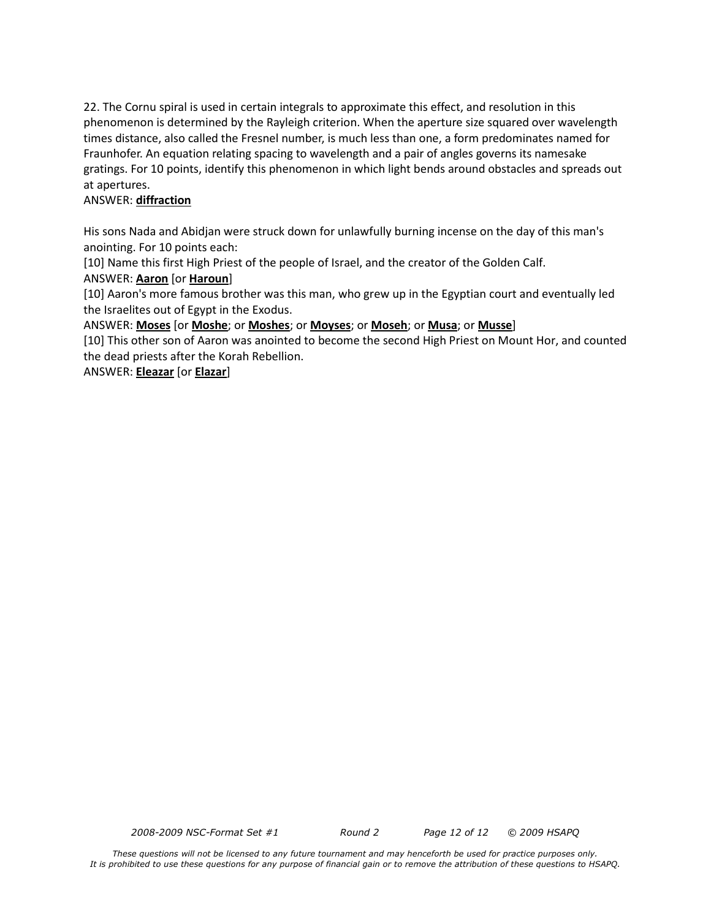22. The Cornu spiral is used in certain integrals to approximate this effect, and resolution in this phenomenon is determined by the Rayleigh criterion. When the aperture size squared over wavelength times distance, also called the Fresnel number, is much less than one, a form predominates named for Fraunhofer. An equation relating spacing to wavelength and a pair of angles governs its namesake gratings. For 10 points, identify this phenomenon in which light bends around obstacles and spreads out at apertures.

ANSWER: **diffraction**

His sons Nada and Abidjan were struck down for unlawfully burning incense on the day of this man's anointing. For 10 points each:

[10] Name this first High Priest of the people of Israel, and the creator of the Golden Calf.

ANSWER: **Aaron** [or **Haroun**]

[10] Aaron's more famous brother was this man, who grew up in the Egyptian court and eventually led the Israelites out of Egypt in the Exodus.

ANSWER: **Moses** [or **Moshe**; or **Moshes**; or **Moyses**; or **Moseh**; or **Musa**; or **Musse**]

[10] This other son of Aaron was anointed to become the second High Priest on Mount Hor, and counted the dead priests after the Korah Rebellion.

ANSWER: **Eleazar** [or **Elazar**]